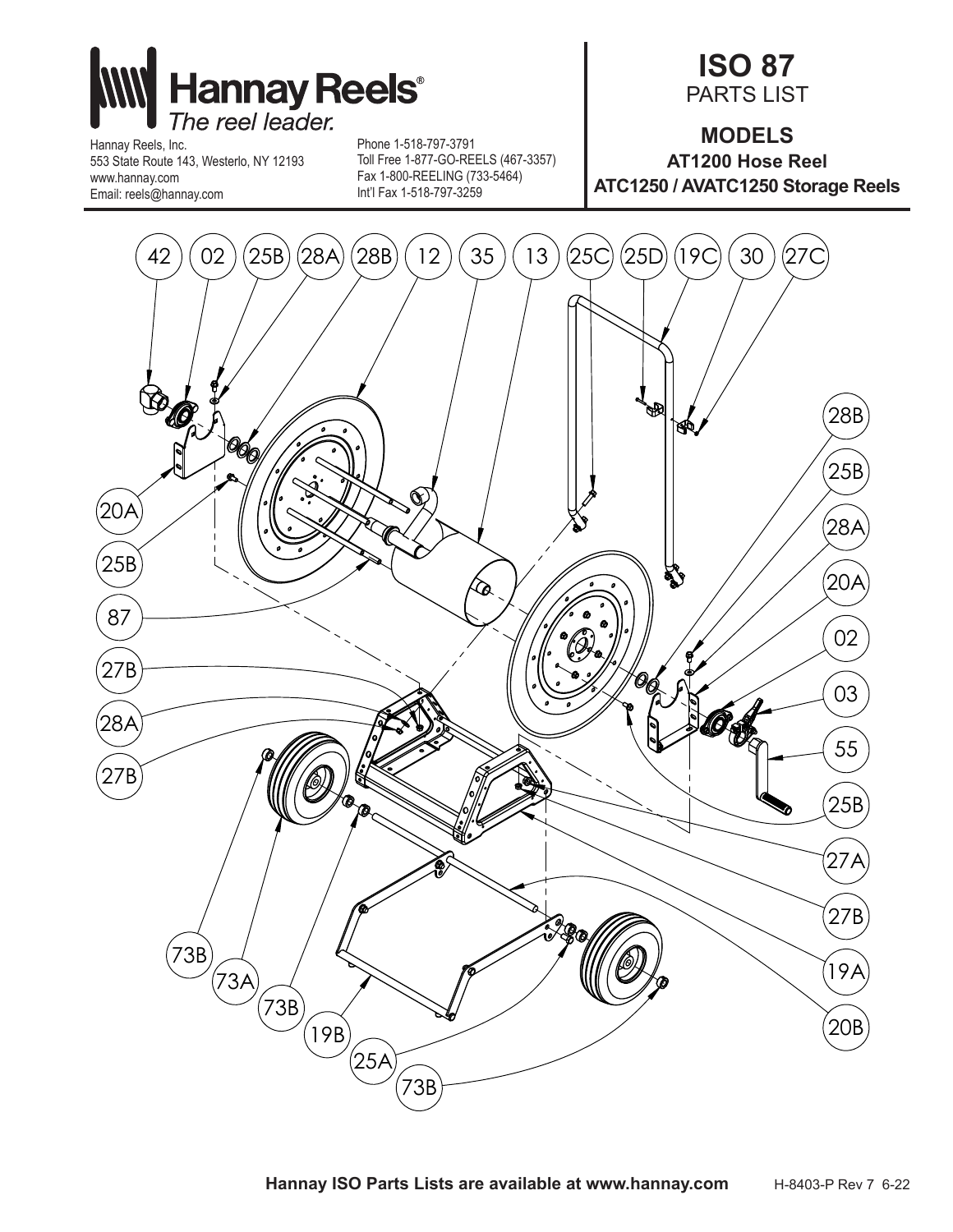# Hannay Reels®

*The reel leader.*

Hannay Reels, Inc.
553 State Route 143, Westerlo, NY 12193
www.hannay.com
Email: reels@hannay.com

Phone 1-518-797-3791
Toll Free 1-877-GO-REELS (467-3357)
Fax 1-800-REELING (733-5464)
Int'l Fax 1-518-797-3259

## ISO 87

PARTS LIST

### MODELS

**AT1200 Hose Reel**

**ATC1250 / AVATC1250 Storage Reels**

**Hannay ISO Parts Lists are available at www.hannay.com**

H-8403-P Rev 7 6-22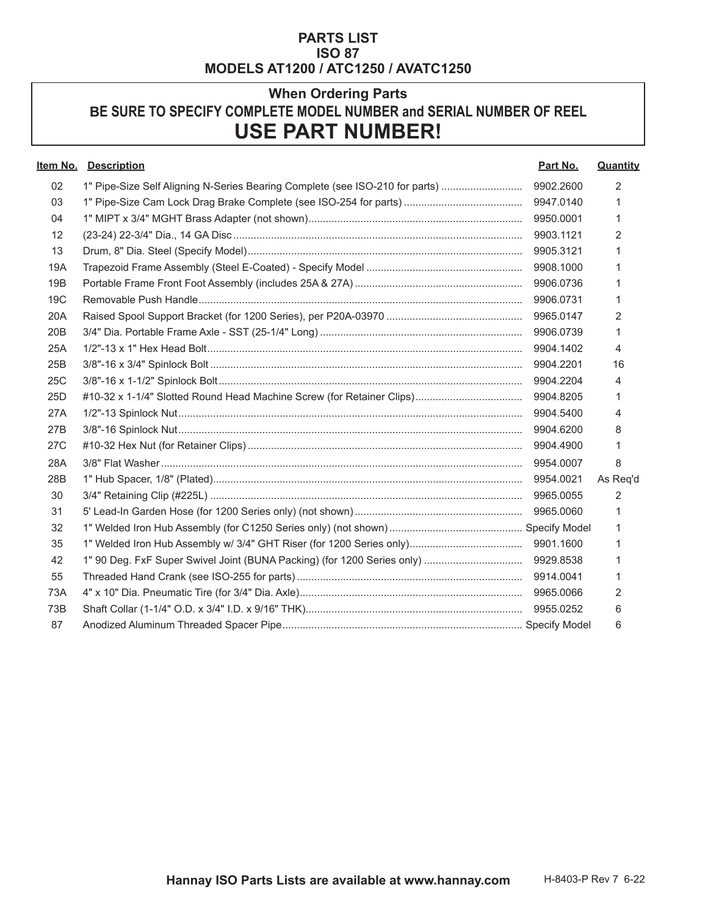**PARTS LIST**
**ISO 87**
**MODELS AT1200 / ATC1250 / AVATC1250**

**When Ordering Parts**
**BE SURE TO SPECIFY COMPLETE MODEL NUMBER and SERIAL NUMBER OF REEL**
## USE PART NUMBER!

| Item No. | Description | Part No. | Quantity |
|---|---|---|---|
| 02 | 1" Pipe-Size Self Aligning N-Series Bearing Complete (see ISO-210 for parts) | 9902.2600 | 2 |
| 03 | 1" Pipe-Size Cam Lock Drag Brake Complete (see ISO-254 for parts) | 9947.0140 | 1 |
| 04 | 1" MIPT x 3/4" MGHT Brass Adapter (not shown) | 9950.0001 | 1 |
| 12 | (23-24) 22-3/4" Dia., 14 GA Disc | 9903.1121 | 2 |
| 13 | Drum, 8" Dia. Steel (Specify Model) | 9905.3121 | 1 |
| 19A | Trapezoid Frame Assembly (Steel E-Coated) - Specify Model | 9908.1000 | 1 |
| 19B | Portable Frame Front Foot Assembly (includes 25A & 27A) | 9906.0736 | 1 |
| 19C | Removable Push Handle | 9906.0731 | 1 |
| 20A | Raised Spool Support Bracket (for 1200 Series), per P20A-03970 | 9965.0147 | 2 |
| 20B | 3/4" Dia. Portable Frame Axle - SST (25-1/4" Long) | 9906.0739 | 1 |
| 25A | 1/2"-13 x 1" Hex Head Bolt | 9904.1402 | 4 |
| 25B | 3/8"-16 x 3/4" Spinlock Bolt | 9904.2201 | 16 |
| 25C | 3/8"-16 x 1-1/2" Spinlock Bolt | 9904.2204 | 4 |
| 25D | #10-32 x 1-1/4" Slotted Round Head Machine Screw (for Retainer Clips) | 9904.8205 | 1 |
| 27A | 1/2"-13 Spinlock Nut | 9904.5400 | 4 |
| 27B | 3/8"-16 Spinlock Nut | 9904.6200 | 8 |
| 27C | #10-32 Hex Nut (for Retainer Clips) | 9904.4900 | 1 |
| 28A | 3/8" Flat Washer | 9954.0007 | 8 |
| 28B | 1" Hub Spacer, 1/8" (Plated) | 9954.0021 | As Req'd |
| 30 | 3/4" Retaining Clip (#225L) | 9965.0055 | 2 |
| 31 | 5' Lead-In Garden Hose (for 1200 Series only) (not shown) | 9965.0060 | 1 |
| 32 | 1" Welded Iron Hub Assembly (for C1250 Series only) (not shown) | Specify Model | 1 |
| 35 | 1" Welded Iron Hub Assembly w/ 3/4" GHT Riser (for 1200 Series only) | 9901.1600 | 1 |
| 42 | 1" 90 Deg. FxF Super Swivel Joint (BUNA Packing) (for 1200 Series only) | 9929.8538 | 1 |
| 55 | Threaded Hand Crank (see ISO-255 for parts) | 9914.0041 | 1 |
| 73A | 4" x 10" Dia. Pneumatic Tire (for 3/4" Dia. Axle) | 9965.0066 | 2 |
| 73B | Shaft Collar (1-1/4" O.D. x 3/4" I.D. x 9/16" THK) | 9955.0252 | 6 |
| 87 | Anodized Aluminum Threaded Spacer Pipe | Specify Model | 6 |

**Hannay ISO Parts Lists are available at www.hannay.com**

H-8403-P Rev 7 6-22